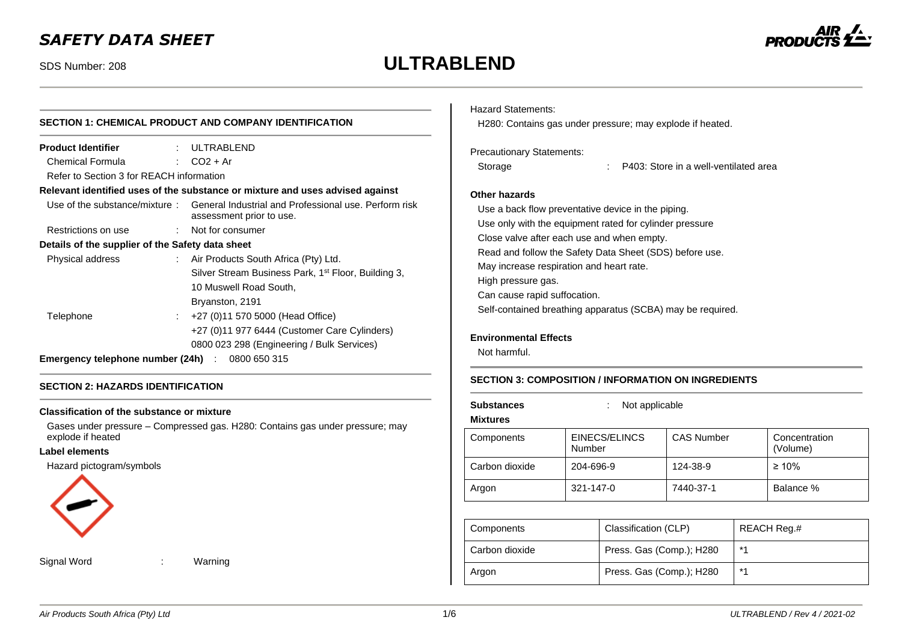# SAFETY DATA SHEET

SDS Number: 208

# ULTRABLEND

## SECTION 1: CHEMICAL PRODUCT AND COMPANY IDENTIFICATION

**Product Identifier** : ULTRABLEND

Chemical Formula : $CO_2$ + Ar

Refer to Section 3 for REACH information

**Relevant identified uses of the substance or mixture and uses advised against**

Use of the substance/mixture : General Industrial and Professional use. Perform risk assessment prior to use.

Restrictions on use : Not for consumer

**Details of the supplier of the Safety data sheet**

Physical address : Air Products South Africa (Pty) Ltd.
Silver Stream Business Park, 1st Floor, Building 3,
10 Muswell Road South,
Bryanston, 2191

Telephone : +27 (0)11 570 5000 (Head Office)
+27 (0)11 977 6444 (Customer Care Cylinders)
0800 023 298 (Engineering / Bulk Services)

**Emergency telephone number (24h)** : 0800 650 315

## SECTION 2: HAZARDS IDENTIFICATION

**Classification of the substance or mixture**

Gases under pressure – Compressed gas. H280: Contains gas under pressure; may explode if heated

**Label elements**

Hazard pictogram/symbols

Signal Word : Warning

Hazard Statements:

H280: Contains gas under pressure; may explode if heated.

Precautionary Statements:

Storage : P403: Store in a well-ventilated area

**Other hazards**

Use a back flow preventative device in the piping.
Use only with the equipment rated for cylinder pressure
Close valve after each use and when empty.
Read and follow the Safety Data Sheet (SDS) before use.
May increase respiration and heart rate.
High pressure gas.
Can cause rapid suffocation.
Self-contained breathing apparatus (SCBA) may be required.

**Environmental Effects**

Not harmful.

## SECTION 3: COMPOSITION / INFORMATION ON INGREDIENTS

**Substances** : Not applicable

**Mixtures**

| Components | EINECS/ELINCS Number | CAS Number | Concentration (Volume) |
|---|---|---|---|
| Carbon dioxide | 204-696-9 | 124-38-9 | ≥ 10% |
| Argon | 321-147-0 | 7440-37-1 | Balance % |

| Components | Classification (CLP) | REACH Reg.# |
|---|---|---|
| Carbon dioxide | Press. Gas (Comp.); H280 | *1 |
| Argon | Press. Gas (Comp.); H280 | *1 |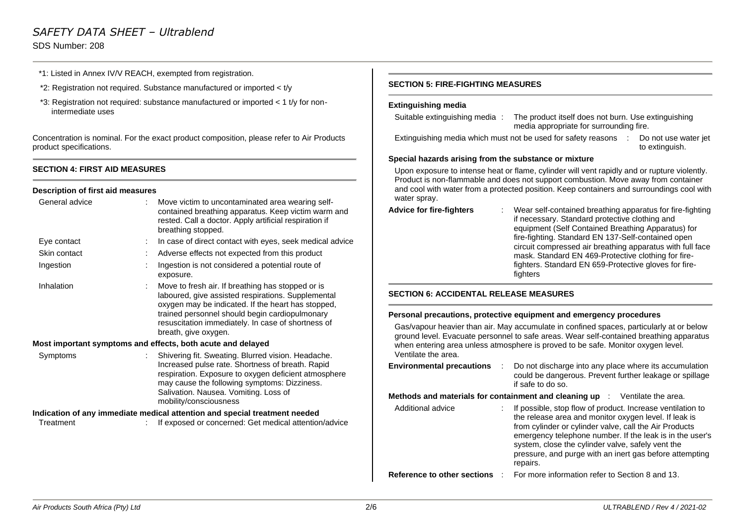\*1: Listed in Annex IV/V REACH, exempted from registration.

\*2: Registration not required. Substance manufactured or imported < t/y

\*3: Registration not required: substance manufactured or imported < 1 t/y for non-intermediate uses

Concentration is nominal. For the exact product composition, please refer to Air Products product specifications.

## SECTION 4: FIRST AID MEASURES

### Description of first aid measures

| | | |
|---|---|---|
| General advice | : | Move victim to uncontaminated area wearing self-contained breathing apparatus. Keep victim warm and rested. Call a doctor. Apply artificial respiration if breathing stopped. |
| Eye contact | : | In case of direct contact with eyes, seek medical advice |
| Skin contact | : | Adverse effects not expected from this product |
| Ingestion | : | Ingestion is not considered a potential route of exposure. |
| Inhalation | : | Move to fresh air. If breathing has stopped or is laboured, give assisted respirations. Supplemental oxygen may be indicated. If the heart has stopped, trained personnel should begin cardiopulmonary resuscitation immediately. In case of shortness of breath, give oxygen. |

### Most important symptoms and effects, both acute and delayed

| | | |
|---|---|---|
| Symptoms | : | Shivering fit. Sweating. Blurred vision. Headache. Increased pulse rate. Shortness of breath. Rapid respiration. Exposure to oxygen deficient atmosphere may cause the following symptoms: Dizziness. Salivation. Nausea. Vomiting. Loss of mobility/consciousness |

### Indication of any immediate medical attention and special treatment needed

| | | |
|---|---|---|
| Treatment | : | If exposed or concerned: Get medical attention/advice |

## SECTION 5: FIRE-FIGHTING MEASURES

### Extinguishing media

| | | |
|---|---|---|
| Suitable extinguishing media | : | The product itself does not burn. Use extinguishing media appropriate for surrounding fire. |
| Extinguishing media which must not be used for safety reasons | : | Do not use water jet to extinguish. |

### Special hazards arising from the substance or mixture

Upon exposure to intense heat or flame, cylinder will vent rapidly and or rupture violently. Product is non-flammable and does not support combustion. Move away from container and cool with water from a protected position. Keep containers and surroundings cool with water spray.

| | | |
|---|---|---|
| **Advice for fire-fighters** | : | Wear self-contained breathing apparatus for fire-fighting if necessary. Standard protective clothing and equipment (Self Contained Breathing Apparatus) for fire-fighting. Standard EN 137-Self-contained open circuit compressed air breathing apparatus with full face mask. Standard EN 469-Protective clothing for fire-fighters. Standard EN 659-Protective gloves for fire-fighters |

## SECTION 6: ACCIDENTAL RELEASE MEASURES

### Personal precautions, protective equipment and emergency procedures

Gas/vapour heavier than air. May accumulate in confined spaces, particularly at or below ground level. Evacuate personnel to safe areas. Wear self-contained breathing apparatus when entering area unless atmosphere is proved to be safe. Monitor oxygen level. Ventilate the area.

| | | |
|---|---|---|
| **Environmental precautions** | : | Do not discharge into any place where its accumulation could be dangerous. Prevent further leakage or spillage if safe to do so. |
| **Methods and materials for containment and cleaning up** | : | Ventilate the area. |
| Additional advice | : | If possible, stop flow of product. Increase ventilation to the release area and monitor oxygen level. If leak is from cylinder or cylinder valve, call the Air Products emergency telephone number. If the leak is in the user's system, close the cylinder valve, safely vent the pressure, and purge with an inert gas before attempting repairs. |
| **Reference to other sections** | : | For more information refer to Section 8 and 13. |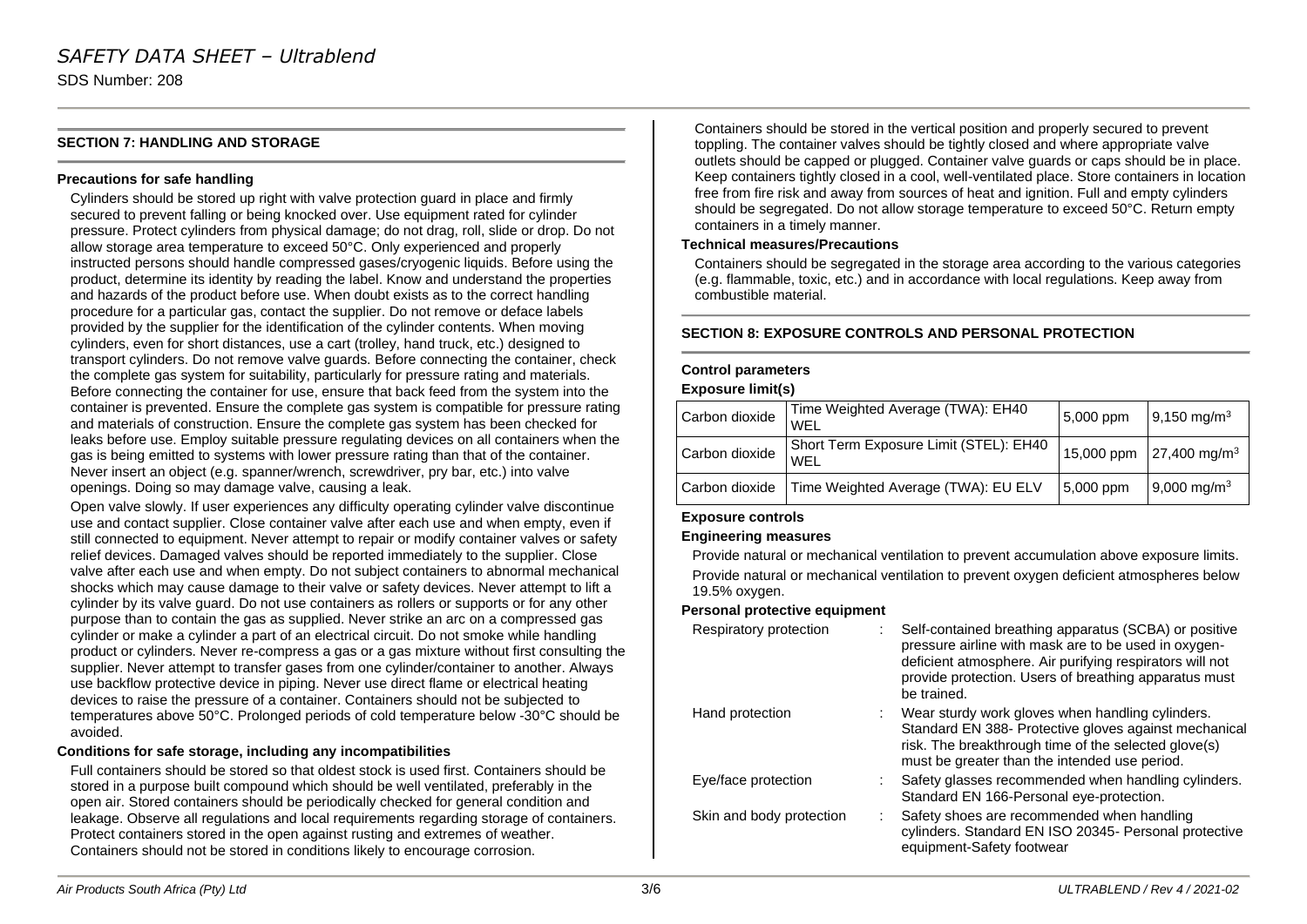## SECTION 7: HANDLING AND STORAGE

### Precautions for safe handling

Cylinders should be stored up right with valve protection guard in place and firmly secured to prevent falling or being knocked over. Use equipment rated for cylinder pressure. Protect cylinders from physical damage; do not drag, roll, slide or drop. Do not allow storage area temperature to exceed 50°C. Only experienced and properly instructed persons should handle compressed gases/cryogenic liquids. Before using the product, determine its identity by reading the label. Know and understand the properties and hazards of the product before use. When doubt exists as to the correct handling procedure for a particular gas, contact the supplier. Do not remove or deface labels provided by the supplier for the identification of the cylinder contents. When moving cylinders, even for short distances, use a cart (trolley, hand truck, etc.) designed to transport cylinders. Do not remove valve guards. Before connecting the container, check the complete gas system for suitability, particularly for pressure rating and materials. Before connecting the container for use, ensure that back feed from the system into the container is prevented. Ensure the complete gas system is compatible for pressure rating and materials of construction. Ensure the complete gas system has been checked for leaks before use. Employ suitable pressure regulating devices on all containers when the gas is being emitted to systems with lower pressure rating than that of the container. Never insert an object (e.g. spanner/wrench, screwdriver, pry bar, etc.) into valve openings. Doing so may damage valve, causing a leak.

Open valve slowly. If user experiences any difficulty operating cylinder valve discontinue use and contact supplier. Close container valve after each use and when empty, even if still connected to equipment. Never attempt to repair or modify container valves or safety relief devices. Damaged valves should be reported immediately to the supplier. Close valve after each use and when empty. Do not subject containers to abnormal mechanical shocks which may cause damage to their valve or safety devices. Never attempt to lift a cylinder by its valve guard. Do not use containers as rollers or supports or for any other purpose than to contain the gas as supplied. Never strike an arc on a compressed gas cylinder or make a cylinder a part of an electrical circuit. Do not smoke while handling product or cylinders. Never re-compress a gas or a gas mixture without first consulting the supplier. Never attempt to transfer gases from one cylinder/container to another. Always use backflow protective device in piping. Never use direct flame or electrical heating devices to raise the pressure of a container. Containers should not be subjected to temperatures above 50°C. Prolonged periods of cold temperature below -30°C should be avoided.

### Conditions for safe storage, including any incompatibilities

Full containers should be stored so that oldest stock is used first. Containers should be stored in a purpose built compound which should be well ventilated, preferably in the open air. Stored containers should be periodically checked for general condition and leakage. Observe all regulations and local requirements regarding storage of containers. Protect containers stored in the open against rusting and extremes of weather. Containers should not be stored in conditions likely to encourage corrosion.

Containers should be stored in the vertical position and properly secured to prevent toppling. The container valves should be tightly closed and where appropriate valve outlets should be capped or plugged. Container valve guards or caps should be in place. Keep containers tightly closed in a cool, well-ventilated place. Store containers in location free from fire risk and away from sources of heat and ignition. Full and empty cylinders should be segregated. Do not allow storage temperature to exceed 50°C. Return empty containers in a timely manner.

### Technical measures/Precautions

Containers should be segregated in the storage area according to the various categories (e.g. flammable, toxic, etc.) and in accordance with local regulations. Keep away from combustible material.

## SECTION 8: EXPOSURE CONTROLS AND PERSONAL PROTECTION

### Control parameters

**Exposure limit(s)**

| | | | |
|---|---|---|---|
| Carbon dioxide | Time Weighted Average (TWA): EH40 WEL | 5,000 ppm | 9,150 mg/m$^3$ |
| Carbon dioxide | Short Term Exposure Limit (STEL): EH40 WEL | 15,000 ppm | 27,400 mg/m$^3$ |
| Carbon dioxide | Time Weighted Average (TWA): EU ELV | 5,000 ppm | 9,000 mg/m$^3$ |

### Exposure controls

**Engineering measures**

Provide natural or mechanical ventilation to prevent accumulation above exposure limits.

Provide natural or mechanical ventilation to prevent oxygen deficient atmospheres below 19.5% oxygen.

**Personal protective equipment**

| | | |
|---|---|---|
| Respiratory protection | : | Self-contained breathing apparatus (SCBA) or positive pressure airline with mask are to be used in oxygen-deficient atmosphere. Air purifying respirators will not provide protection. Users of breathing apparatus must be trained. |
| Hand protection | : | Wear sturdy work gloves when handling cylinders. Standard EN 388- Protective gloves against mechanical risk. The breakthrough time of the selected glove(s) must be greater than the intended use period. |
| Eye/face protection | : | Safety glasses recommended when handling cylinders. Standard EN 166-Personal eye-protection. |
| Skin and body protection | : | Safety shoes are recommended when handling cylinders. Standard EN ISO 20345- Personal protective equipment-Safety footwear |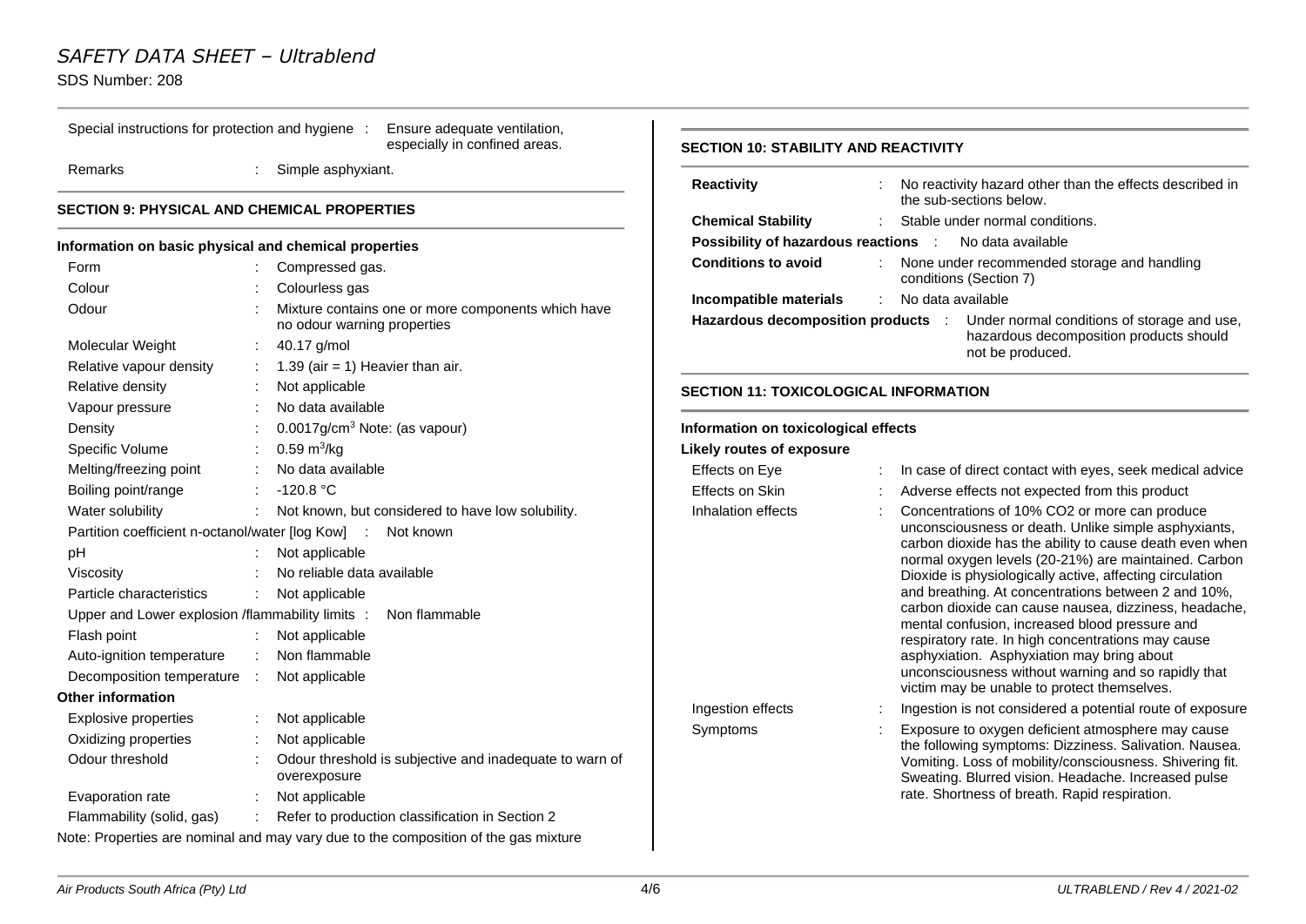| | | |
|---|---|---|
| Special instructions for protection and hygiene | : | Ensure adequate ventilation, especially in confined areas. |
| Remarks | : | Simple asphyxiant. |

## SECTION 9: PHYSICAL AND CHEMICAL PROPERTIES

**Information on basic physical and chemical properties**

| | | |
|---|---|---|
| Form | : | Compressed gas. |
| Colour | : | Colourless gas |
| Odour | : | Mixture contains one or more components which have no odour warning properties |
| Molecular Weight | : | 40.17 g/mol |
| Relative vapour density | : | 1.39 (air = 1) Heavier than air. |
| Relative density | : | Not applicable |
| Vapour pressure | : | No data available |
| Density | : | 0.0017g/cm$^3$ Note: (as vapour) |
| Specific Volume | : | 0.59 m$^3$/kg |
| Melting/freezing point | : | No data available |
| Boiling point/range | : | -120.8 °C |
| Water solubility | : | Not known, but considered to have low solubility. |
| Partition coefficient n-octanol/water [log Kow] | : | Not known |
| pH | : | Not applicable |
| Viscosity | : | No reliable data available |
| Particle characteristics | : | Not applicable |
| Upper and Lower explosion /flammability limits | : | Non flammable |
| Flash point | : | Not applicable |
| Auto-ignition temperature | : | Non flammable |
| Decomposition temperature | : | Not applicable |

**Other information**

| | | |
|---|---|---|
| Explosive properties | : | Not applicable |
| Oxidizing properties | : | Not applicable |
| Odour threshold | : | Odour threshold is subjective and inadequate to warn of overexposure |
| Evaporation rate | : | Not applicable |
| Flammability (solid, gas) | : | Refer to production classification in Section 2 |

Note: Properties are nominal and may vary due to the composition of the gas mixture

## SECTION 10: STABILITY AND REACTIVITY

| | | |
|---|---|---|
| **Reactivity** | : | No reactivity hazard other than the effects described in the sub-sections below. |
| **Chemical Stability** | : | Stable under normal conditions. |
| **Possibility of hazardous reactions** | : | No data available |
| **Conditions to avoid** | : | None under recommended storage and handling conditions (Section 7) |
| **Incompatible materials** | : | No data available |
| **Hazardous decomposition products** | : | Under normal conditions of storage and use, hazardous decomposition products should not be produced. |

## SECTION 11: TOXICOLOGICAL INFORMATION

**Information on toxicological effects**

**Likely routes of exposure**

| | | |
|---|---|---|
| Effects on Eye | : | In case of direct contact with eyes, seek medical advice |
| Effects on Skin | : | Adverse effects not expected from this product |
| Inhalation effects | : | Concentrations of 10% $CO_2$ or more can produce unconsciousness or death. Unlike simple asphyxiants, carbon dioxide has the ability to cause death even when normal oxygen levels (20-21%) are maintained. Carbon Dioxide is physiologically active, affecting circulation and breathing. At concentrations between 2 and 10%, carbon dioxide can cause nausea, dizziness, headache, mental confusion, increased blood pressure and respiratory rate. In high concentrations may cause asphyxiation. Asphyxiation may bring about unconsciousness without warning and so rapidly that victim may be unable to protect themselves. |
| Ingestion effects | : | Ingestion is not considered a potential route of exposure |
| Symptoms | : | Exposure to oxygen deficient atmosphere may cause the following symptoms: Dizziness. Salivation. Nausea. Vomiting. Loss of mobility/consciousness. Shivering fit. Sweating. Blurred vision. Headache. Increased pulse rate. Shortness of breath. Rapid respiration. |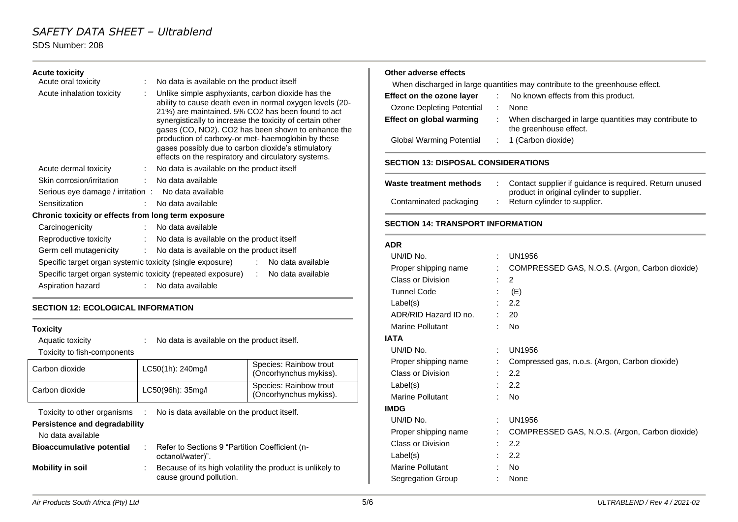**Acute toxicity**

Acute oral toxicity : No data is available on the product itself

Acute inhalation toxicity : Unlike simple asphyxiants, carbon dioxide has the ability to cause death even in normal oxygen levels (20-21%) are maintained. 5% $CO_2$ has been found to act synergistically to increase the toxicity of certain other gases (CO, $NO_2$). $CO_2$ has been shown to enhance the production of carboxy-or met- haemoglobin by these gases possibly due to carbon dioxide's stimulatory effects on the respiratory and circulatory systems.

Acute dermal toxicity : No data is available on the product itself

Skin corrosion/irritation : No data available

Serious eye damage / irritation : No data available

Sensitization : No data available

**Chronic toxicity or effects from long term exposure**

Carcinogenicity : No data available

Reproductive toxicity : No data is available on the product itself

Germ cell mutagenicity : No data is available on the product itself

Specific target organ systemic toxicity (single exposure) : No data available

Specific target organ systemic toxicity (repeated exposure) : No data available

Aspiration hazard : No data available

## SECTION 12: ECOLOGICAL INFORMATION

**Toxicity**

Aquatic toxicity : No data is available on the product itself.

Toxicity to fish-components

| | | |
|---|---|---|
| Carbon dioxide | LC50(1h): 240mg/l | Species: Rainbow trout (Oncorhynchus mykiss). |
| Carbon dioxide | LC50(96h): 35mg/l | Species: Rainbow trout (Oncorhynchus mykiss). |

Toxicity to other organisms : No is data available on the product itself.

**Persistence and degradability**

No data available

**Bioaccumulative potential** : Refer to Sections 9 "Partition Coefficient (n-octanol/water)".

**Mobility in soil** : Because of its high volatility the product is unlikely to cause ground pollution.

**Other adverse effects**

When discharged in large quantities may contribute to the greenhouse effect.

**Effect on the ozone layer** : No known effects from this product.

Ozone Depleting Potential : None

**Effect on global warming** : When discharged in large quantities may contribute to the greenhouse effect.

Global Warming Potential : 1 (Carbon dioxide)

## SECTION 13: DISPOSAL CONSIDERATIONS

**Waste treatment methods** : Contact supplier if guidance is required. Return unused product in original cylinder to supplier.

Contaminated packaging : Return cylinder to supplier.

## SECTION 14: TRANSPORT INFORMATION

**ADR**

UN/ID No. : UN1956

Proper shipping name : COMPRESSED GAS, N.O.S. (Argon, Carbon dioxide)

Class or Division : 2

Tunnel Code : (E)

Label(s) : 2.2

ADR/RID Hazard ID no. : 20

Marine Pollutant : No

**IATA**

UN/ID No. : UN1956

Proper shipping name : Compressed gas, n.o.s. (Argon, Carbon dioxide)

Class or Division : 2.2

Label(s) : 2.2

Marine Pollutant : No

**IMDG**

UN/ID No. : UN1956

Proper shipping name : COMPRESSED GAS, N.O.S. (Argon, Carbon dioxide)

Class or Division : 2.2

Label(s) : 2.2

Marine Pollutant : No

Segregation Group : None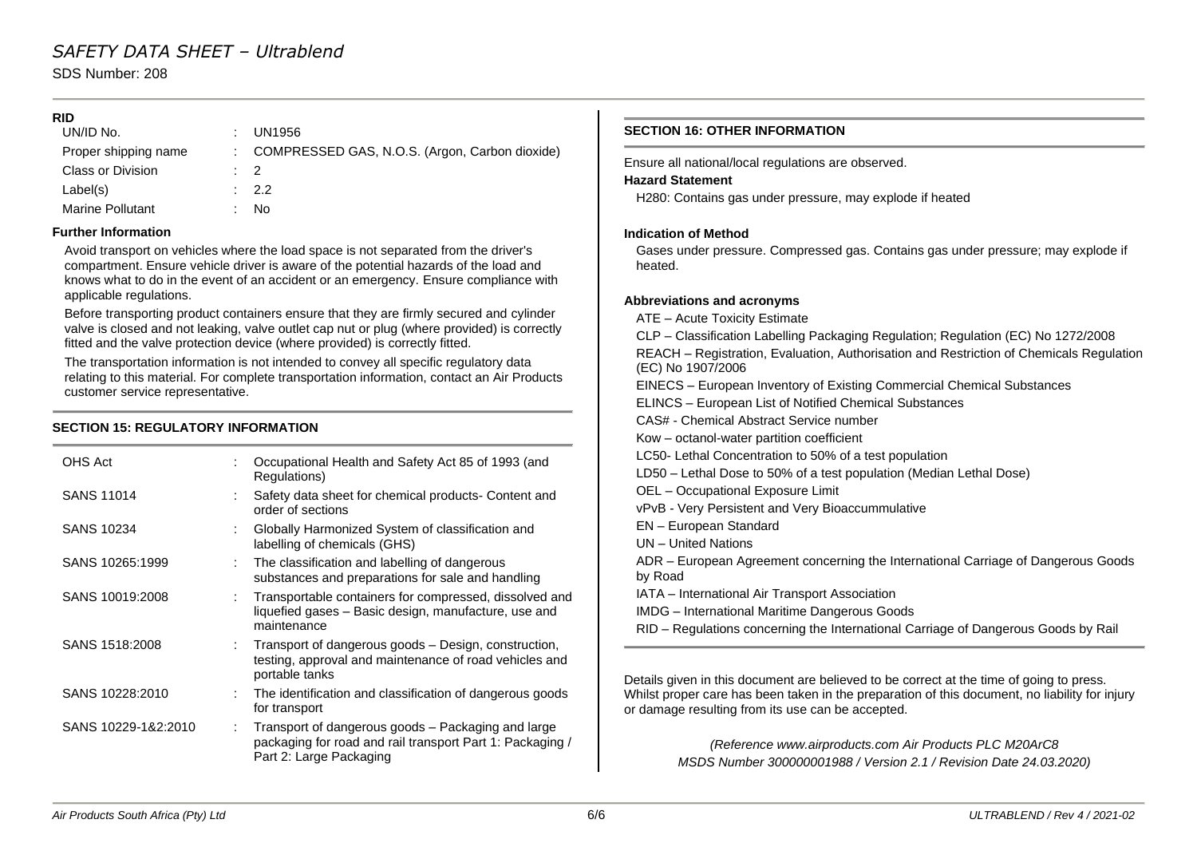**RID**

| | | |
|---|---|---|
| UN/ID No. | : | UN1956 |
| Proper shipping name | : | COMPRESSED GAS, N.O.S. (Argon, Carbon dioxide) |
| Class or Division | : | 2 |
| Label(s) | : | 2.2 |
| Marine Pollutant | : | No |

**Further Information**

Avoid transport on vehicles where the load space is not separated from the driver's compartment. Ensure vehicle driver is aware of the potential hazards of the load and knows what to do in the event of an accident or an emergency. Ensure compliance with applicable regulations.

Before transporting product containers ensure that they are firmly secured and cylinder valve is closed and not leaking, valve outlet cap nut or plug (where provided) is correctly fitted and the valve protection device (where provided) is correctly fitted.

The transportation information is not intended to convey all specific regulatory data relating to this material. For complete transportation information, contact an Air Products customer service representative.

## SECTION 15: REGULATORY INFORMATION

| | | |
|---|---|---|
| OHS Act | : | Occupational Health and Safety Act 85 of 1993 (and Regulations) |
| SANS 11014 | : | Safety data sheet for chemical products- Content and order of sections |
| SANS 10234 | : | Globally Harmonized System of classification and labelling of chemicals (GHS) |
| SANS 10265:1999 | : | The classification and labelling of dangerous substances and preparations for sale and handling |
| SANS 10019:2008 | : | Transportable containers for compressed, dissolved and liquefied gases – Basic design, manufacture, use and maintenance |
| SANS 1518:2008 | : | Transport of dangerous goods – Design, construction, testing, approval and maintenance of road vehicles and portable tanks |
| SANS 10228:2010 | : | The identification and classification of dangerous goods for transport |
| SANS 10229-1&2:2010 | : | Transport of dangerous goods – Packaging and large packaging for road and rail transport Part 1: Packaging / Part 2: Large Packaging |

## SECTION 16: OTHER INFORMATION

Ensure all national/local regulations are observed.

**Hazard Statement**

H280: Contains gas under pressure, may explode if heated

**Indication of Method**

Gases under pressure. Compressed gas. Contains gas under pressure; may explode if heated.

**Abbreviations and acronyms**

ATE – Acute Toxicity Estimate

CLP – Classification Labelling Packaging Regulation; Regulation (EC) No 1272/2008

REACH – Registration, Evaluation, Authorisation and Restriction of Chemicals Regulation (EC) No 1907/2006

EINECS – European Inventory of Existing Commercial Chemical Substances

ELINCS – European List of Notified Chemical Substances

CAS# - Chemical Abstract Service number

Kow – octanol-water partition coefficient

LC50- Lethal Concentration to 50% of a test population

LD50 – Lethal Dose to 50% of a test population (Median Lethal Dose)

OEL – Occupational Exposure Limit

vPvB - Very Persistent and Very Bioaccummulative

EN – European Standard

UN – United Nations

ADR – European Agreement concerning the International Carriage of Dangerous Goods by Road

IATA – International Air Transport Association

IMDG – International Maritime Dangerous Goods

RID – Regulations concerning the International Carriage of Dangerous Goods by Rail

Details given in this document are believed to be correct at the time of going to press. Whilst proper care has been taken in the preparation of this document, no liability for injury or damage resulting from its use can be accepted.

*(Reference www.airproducts.com Air Products PLC M20ArC8 MSDS Number 300000001988 / Version 2.1 / Revision Date 24.03.2020)*